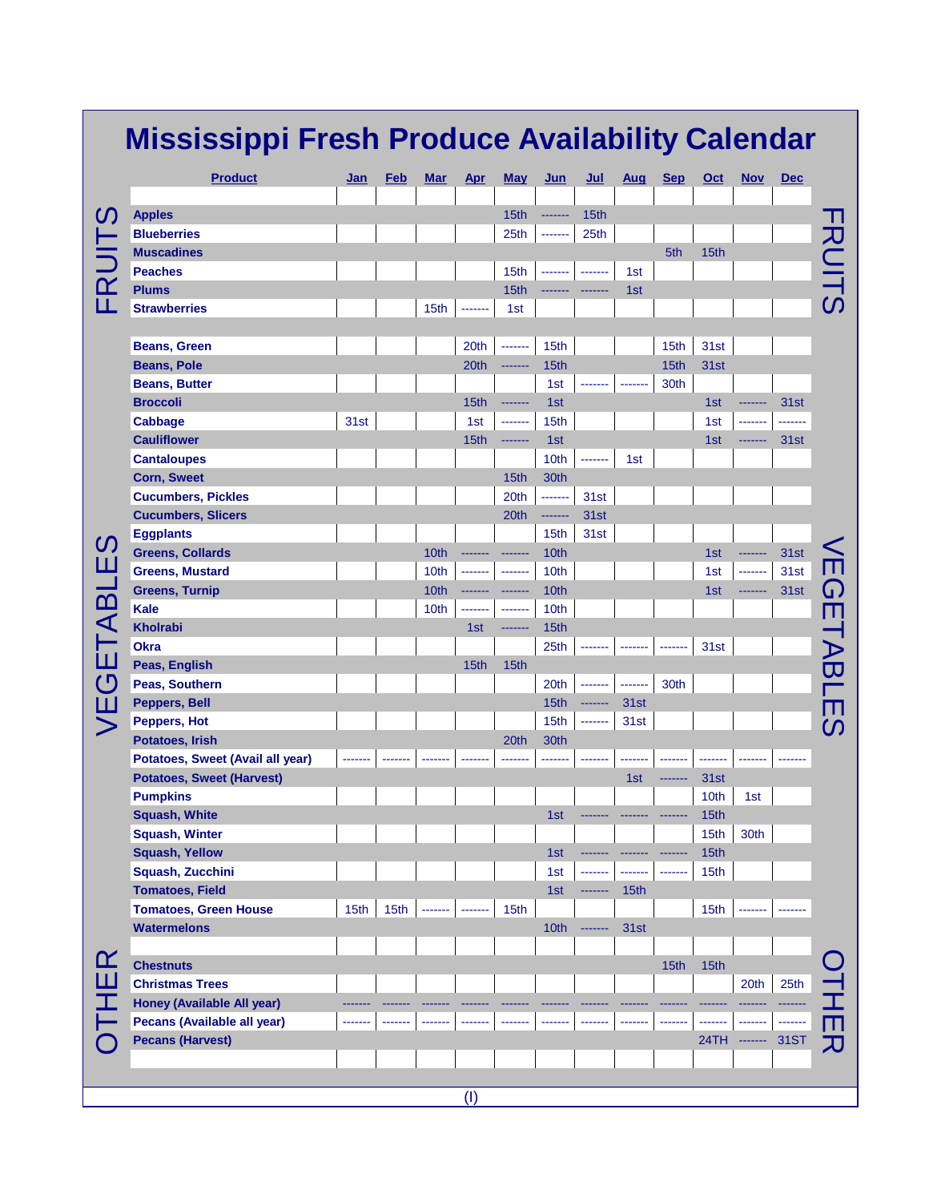# Mississippi Fresh Produce Availability Calendar

| | Product | Jan | Feb | Mar | Apr | May | Jun | Jul | Aug | Sep | Oct | Nov | Dec |
|---|---|---|---|---|---|---|---|---|---|---|---|---|---|
| FRUITS | Apples | | | | | 15th | ------- | 15th | | | | | |
| | Blueberries | | | | | 25th | ------- | 25th | | | | | |
| | Muscadines | | | | | | | | | 5th | 15th | | |
| | Peaches | | | | | 15th | ------- | ------- | 1st | | | | |
| | Plums | | | | | 15th | ------- | ------- | 1st | | | | |
| | Strawberries | | | 15th | ------- | 1st | | | | | | | |
| VEGETABLES | Beans, Green | | | | 20th | ------- | 15th | | | 15th | 31st | | |
| | Beans, Pole | | | | 20th | ------- | 15th | | | 15th | 31st | | |
| | Beans, Butter | | | | | | 1st | ------- | ------- | 30th | | | |
| | Broccoli | | | | 15th | ------- | 1st | | | | 1st | ------- | 31st |
| | Cabbage | 31st | | | 1st | ------- | 15th | | | | 1st | ------- | ------- |
| | Cauliflower | | | | 15th | ------- | 1st | | | | 1st | ------- | 31st |
| | Cantaloupes | | | | | | 10th | ------- | 1st | | | | |
| | Corn, Sweet | | | | | 15th | 30th | | | | | | |
| | Cucumbers, Pickles | | | | | 20th | ------- | 31st | | | | | |
| | Cucumbers, Slicers | | | | | 20th | ------- | 31st | | | | | |
| | Eggplants | | | | | | 15th | 31st | | | | | |
| | Greens, Collards | | | 10th | ------- | ------- | 10th | | | | 1st | ------- | 31st |
| | Greens, Mustard | | | 10th | ------- | ------- | 10th | | | | 1st | ------- | 31st |
| | Greens, Turnip | | | 10th | ------- | ------- | 10th | | | | 1st | ------- | 31st |
| | Kale | | | 10th | ------- | ------- | 10th | | | | | | |
| | Kholrabi | | | | 1st | ------- | 15th | | | | | | |
| | Okra | | | | | | 25th | ------- | ------- | ------- | 31st | | |
| | Peas, English | | | | 15th | 15th | | | | | | | |
| | Peas, Southern | | | | | | 20th | ------- | ------- | 30th | | | |
| | Peppers, Bell | | | | | | 15th | ------- | 31st | | | | |
| | Peppers, Hot | | | | | | 15th | ------- | 31st | | | | |
| | Potatoes, Irish | | | | | 20th | 30th | | | | | | |
| | Potatoes, Sweet (Avail all year) | ------- | ------- | ------- | ------- | ------- | ------- | ------- | ------- | ------- | ------- | ------- | ------- |
| | Potatoes, Sweet (Harvest) | | | | | | | | 1st | ------- | 31st | | |
| | Pumpkins | | | | | | | | | | 10th | 1st | |
| | Squash, White | | | | | | 1st | ------- | ------- | ------- | 15th | | |
| | Squash, Winter | | | | | | | | | | 15th | 30th | |
| | Squash, Yellow | | | | | | 1st | ------- | ------- | ------- | 15th | | |
| | Squash, Zucchini | | | | | | 1st | ------- | ------- | ------- | 15th | | |
| | Tomatoes, Field | | | | | | 1st | ------- | 15th | | | | |
| | Tomatoes, Green House | 15th | 15th | ------- | ------- | 15th | | | | | 15th | ------- | ------- |
| | Watermelons | | | | | | 10th | ------- | 31st | | | | |
| OTHER | Chestnuts | | | | | | | | | 15th | 15th | | |
| | Christmas Trees | | | | | | | | | | | 20th | 25th |
| | Honey (Available All year) | ------- | ------- | ------- | ------- | ------- | ------- | ------- | ------- | ------- | ------- | ------- | ------- |
| | Pecans (Available all year) | ------- | ------- | ------- | ------- | ------- | ------- | ------- | ------- | ------- | ------- | ------- | ------- |
| | Pecans (Harvest) | | | | | | | | | | 24TH | ------- | 31ST |

(I)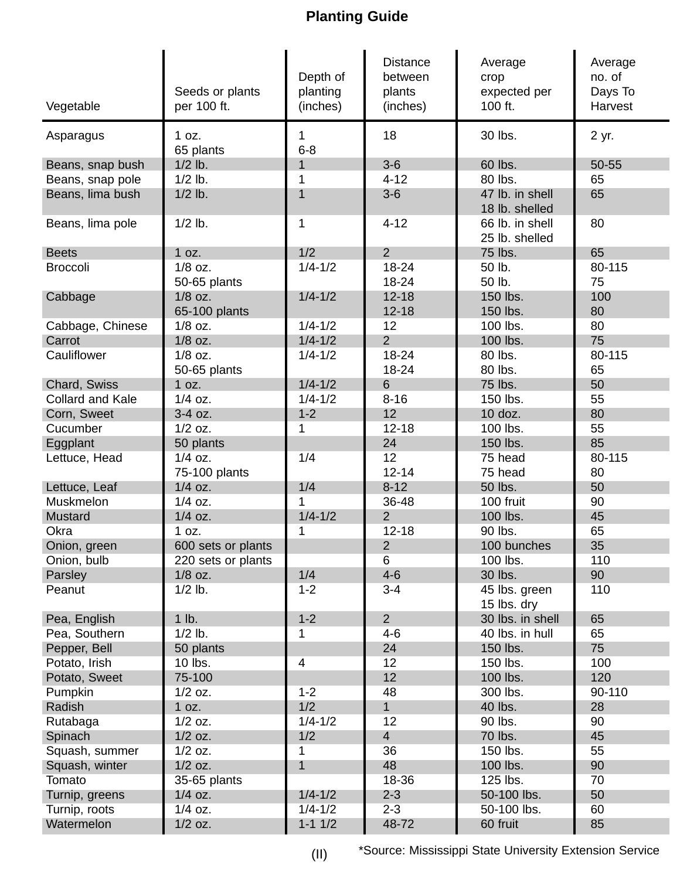# Planting Guide

| Vegetable | Seeds or plants per 100 ft. | Depth of planting (inches) | Distance between plants (inches) | Average crop expected per 100 ft. | Average no. of Days To Harvest |
|---|---|---|---|---|---|
| Asparagus | 1 oz.<br>65 plants | 1<br>6-8 | 18 | 30 lbs. | 2 yr. |
| Beans, snap bush | 1/2 lb. | 1 | 3-6 | 60 lbs. | 50-55 |
| Beans, snap pole | 1/2 lb. | 1 | 4-12 | 80 lbs. | 65 |
| Beans, lima bush | 1/2 lb. | 1 | 3-6 | 47 lb. in shell<br>18 lb. shelled | 65 |
| Beans, lima pole | 1/2 lb. | 1 | 4-12 | 66 lb. in shell<br>25 lb. shelled | 80 |
| Beets | 1 oz. | 1/2 | 2 | 75 lbs. | 65 |
| Broccoli | 1/8 oz.<br>50-65 plants | 1/4-1/2 | 18-24<br>18-24 | 50 lb.<br>50 lb. | 80-115<br>75 |
| Cabbage | 1/8 oz.<br>65-100 plants | 1/4-1/2 | 12-18<br>12-18 | 150 lbs.<br>150 lbs. | 100<br>80 |
| Cabbage, Chinese | 1/8 oz. | 1/4-1/2 | 12 | 100 lbs. | 80 |
| Carrot | 1/8 oz. | 1/4-1/2 | 2 | 100 lbs. | 75 |
| Cauliflower | 1/8 oz.<br>50-65 plants | 1/4-1/2 | 18-24<br>18-24 | 80 lbs.<br>80 lbs. | 80-115<br>65 |
| Chard, Swiss | 1 oz. | 1/4-1/2 | 6 | 75 lbs. | 50 |
| Collard and Kale | 1/4 oz. | 1/4-1/2 | 8-16 | 150 lbs. | 55 |
| Corn, Sweet | 3-4 oz. | 1-2 | 12 | 10 doz. | 80 |
| Cucumber | 1/2 oz. | 1 | 12-18 | 100 lbs. | 55 |
| Eggplant | 50 plants | | 24 | 150 lbs. | 85 |
| Lettuce, Head | 1/4 oz.<br>75-100 plants | 1/4 | 12<br>12-14 | 75 head<br>75 head | 80-115<br>80 |
| Lettuce, Leaf | 1/4 oz. | 1/4 | 8-12 | 50 lbs. | 50 |
| Muskmelon | 1/4 oz. | 1 | 36-48 | 100 fruit | 90 |
| Mustard | 1/4 oz. | 1/4-1/2 | 2 | 100 lbs. | 45 |
| Okra | 1 oz. | 1 | 12-18 | 90 lbs. | 65 |
| Onion, green | 600 sets or plants | | 2 | 100 bunches | 35 |
| Onion, bulb | 220 sets or plants | | 6 | 100 lbs. | 110 |
| Parsley | 1/8 oz. | 1/4 | 4-6 | 30 lbs. | 90 |
| Peanut | 1/2 lb. | 1-2 | 3-4 | 45 lbs. green<br>15 lbs. dry | 110 |
| Pea, English | 1 lb. | 1-2 | 2 | 30 lbs. in shell | 65 |
| Pea, Southern | 1/2 lb. | 1 | 4-6 | 40 lbs. in hull | 65 |
| Pepper, Bell | 50 plants | | 24 | 150 lbs. | 75 |
| Potato, Irish | 10 lbs. | 4 | 12 | 150 lbs. | 100 |
| Potato, Sweet | 75-100 | | 12 | 100 lbs. | 120 |
| Pumpkin | 1/2 oz. | 1-2 | 48 | 300 lbs. | 90-110 |
| Radish | 1 oz. | 1/2 | 1 | 40 lbs. | 28 |
| Rutabaga | 1/2 oz. | 1/4-1/2 | 12 | 90 lbs. | 90 |
| Spinach | 1/2 oz. | 1/2 | 4 | 70 lbs. | 45 |
| Squash, summer | 1/2 oz. | 1 | 36 | 150 lbs. | 55 |
| Squash, winter | 1/2 oz. | 1 | 48 | 100 lbs. | 90 |
| Tomato | 35-65 plants | | 18-36 | 125 lbs. | 70 |
| Turnip, greens | 1/4 oz. | 1/4-1/2 | 2-3 | 50-100 lbs. | 50 |
| Turnip, roots | 1/4 oz. | 1/4-1/2 | 2-3 | 50-100 lbs. | 60 |
| Watermelon | 1/2 oz. | 1-1 1/2 | 48-72 | 60 fruit | 85 |

*Source: Mississippi State University Extension Service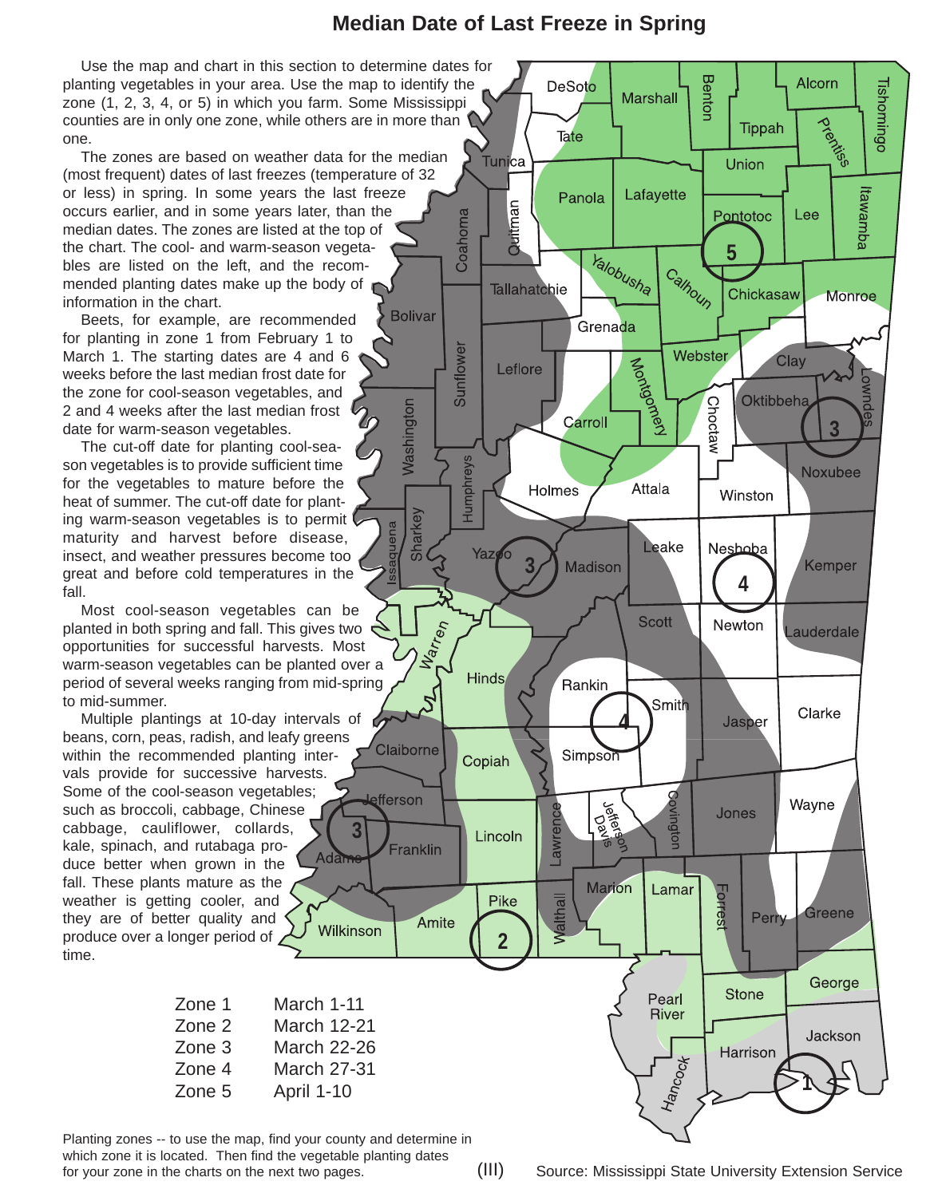# Median Date of Last Freeze in Spring

Use the map and chart in this section to determine dates for planting vegetables in your area. Use the map to identify the zone (1, 2, 3, 4, or 5) in which you farm. Some Mississippi counties are in only one zone, while others are in more than one.

The zones are based on weather data for the median (most frequent) dates of last freezes (temperature of 32 or less) in spring. In some years the last freeze occurs earlier, and in some years later, than the median dates. The zones are listed at the top of the chart. The cool- and warm-season vegetables are listed on the left, and the recommended planting dates make up the body of information in the chart.

Beets, for example, are recommended for planting in zone 1 from February 1 to March 1. The starting dates are 4 and 6 weeks before the last median frost date for the zone for cool-season vegetables, and 2 and 4 weeks after the last median frost date for warm-season vegetables.

The cut-off date for planting cool-season vegetables is to provide sufficient time for the vegetables to mature before the heat of summer. The cut-off date for planting warm-season vegetables is to permit maturity and harvest before disease, insect, and weather pressures become too great and before cold temperatures in the fall.

Most cool-season vegetables can be planted in both spring and fall. This gives two opportunities for successful harvests. Most warm-season vegetables can be planted over a period of several weeks ranging from mid-spring to mid-summer.

Multiple plantings at 10-day intervals of beans, corn, peas, radish, and leafy greens within the recommended planting intervals provide for successive harvests. Some of the cool-season vegetables; such as broccoli, cabbage, Chinese cabbage, cauliflower, collards, kale, spinach, and rutabaga produce better when grown in the fall. These plants mature as the weather is getting cooler, and they are of better quality and produce over a longer period of time.

| Zone | Date |
| --- | --- |
| Zone 1 | March 1-11 |
| Zone 2 | March 12-21 |
| Zone 3 | March 22-26 |
| Zone 4 | March 27-31 |
| Zone 5 | April 1-10 |

Planting zones -- to use the map, find your county and determine in which zone it is located. Then find the vegetable planting dates for your zone in the charts on the next two pages.

Source: Mississippi State University Extension Service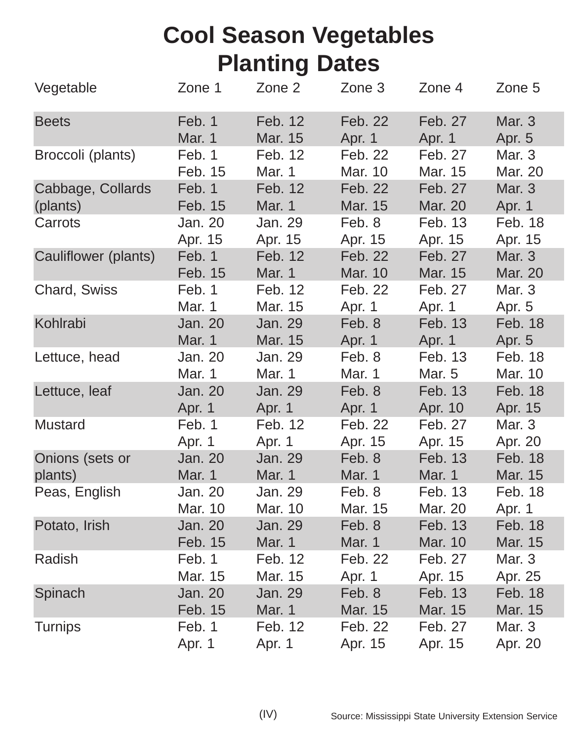# Cool Season Vegetables Planting Dates

| Vegetable | Zone 1 | Zone 2 | Zone 3 | Zone 4 | Zone 5 |
|---|---|---|---|---|---|
| Beets | Feb. 1<br>Mar. 1 | Feb. 12<br>Mar. 15 | Feb. 22<br>Apr. 1 | Feb. 27<br>Apr. 1 | Mar. 3<br>Apr. 5 |
| Broccoli (plants) | Feb. 1<br>Feb. 15 | Feb. 12<br>Mar. 1 | Feb. 22<br>Mar. 10 | Feb. 27<br>Mar. 15 | Mar. 3<br>Mar. 20 |
| Cabbage, Collards (plants) | Feb. 1<br>Feb. 15 | Feb. 12<br>Mar. 1 | Feb. 22<br>Mar. 15 | Feb. 27<br>Mar. 20 | Mar. 3<br>Apr. 1 |
| Carrots | Jan. 20<br>Apr. 15 | Jan. 29<br>Apr. 15 | Feb. 8<br>Apr. 15 | Feb. 13<br>Apr. 15 | Feb. 18<br>Apr. 15 |
| Cauliflower (plants) | Feb. 1<br>Feb. 15 | Feb. 12<br>Mar. 1 | Feb. 22<br>Mar. 10 | Feb. 27<br>Mar. 15 | Mar. 3<br>Mar. 20 |
| Chard, Swiss | Feb. 1<br>Mar. 1 | Feb. 12<br>Mar. 15 | Feb. 22<br>Apr. 1 | Feb. 27<br>Apr. 1 | Mar. 3<br>Apr. 5 |
| Kohlrabi | Jan. 20<br>Mar. 1 | Jan. 29<br>Mar. 15 | Feb. 8<br>Apr. 1 | Feb. 13<br>Apr. 1 | Feb. 18<br>Apr. 5 |
| Lettuce, head | Jan. 20<br>Mar. 1 | Jan. 29<br>Mar. 1 | Feb. 8<br>Mar. 1 | Feb. 13<br>Mar. 5 | Feb. 18<br>Mar. 10 |
| Lettuce, leaf | Jan. 20<br>Apr. 1 | Jan. 29<br>Apr. 1 | Feb. 8<br>Apr. 1 | Feb. 13<br>Apr. 10 | Feb. 18<br>Apr. 15 |
| Mustard | Feb. 1<br>Apr. 1 | Feb. 12<br>Apr. 1 | Feb. 22<br>Apr. 15 | Feb. 27<br>Apr. 15 | Mar. 3<br>Apr. 20 |
| Onions (sets or plants) | Jan. 20<br>Mar. 1 | Jan. 29<br>Mar. 1 | Feb. 8<br>Mar. 1 | Feb. 13<br>Mar. 1 | Feb. 18<br>Mar. 15 |
| Peas, English | Jan. 20<br>Mar. 10 | Jan. 29<br>Mar. 10 | Feb. 8<br>Mar. 15 | Feb. 13<br>Mar. 20 | Feb. 18<br>Apr. 1 |
| Potato, Irish | Jan. 20<br>Feb. 15 | Jan. 29<br>Mar. 1 | Feb. 8<br>Mar. 1 | Feb. 13<br>Mar. 10 | Feb. 18<br>Mar. 15 |
| Radish | Feb. 1<br>Mar. 15 | Feb. 12<br>Mar. 15 | Feb. 22<br>Apr. 1 | Feb. 27<br>Apr. 15 | Mar. 3<br>Apr. 25 |
| Spinach | Jan. 20<br>Feb. 15 | Jan. 29<br>Mar. 1 | Feb. 8<br>Mar. 15 | Feb. 13<br>Mar. 15 | Feb. 18<br>Mar. 15 |
| Turnips | Feb. 1<br>Apr. 1 | Feb. 12<br>Apr. 1 | Feb. 22<br>Apr. 15 | Feb. 27<br>Apr. 15 | Mar. 3<br>Apr. 20 |

(IV)

Source: Mississippi State University Extension Service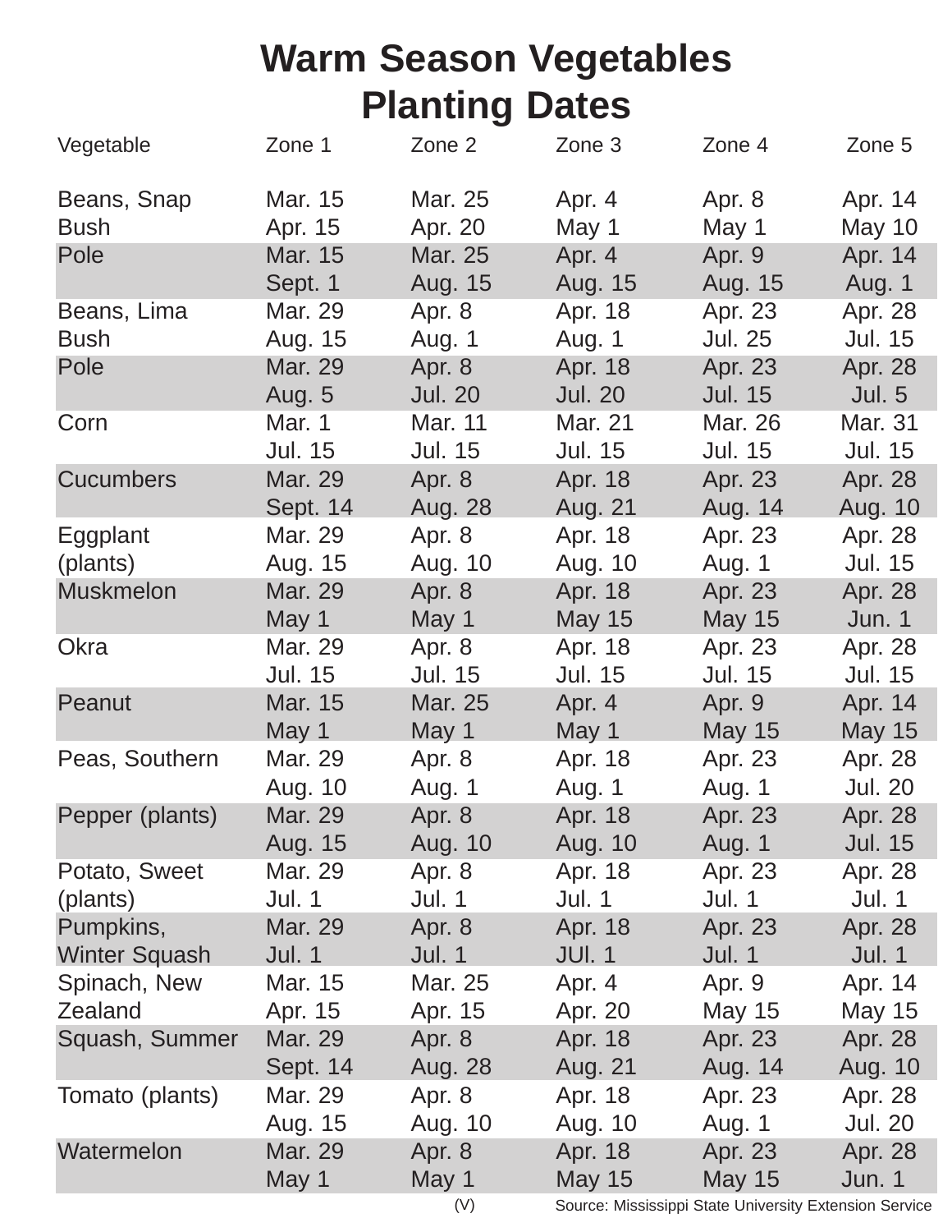# Warm Season Vegetables Planting Dates

| Vegetable | Zone 1 | Zone 2 | Zone 3 | Zone 4 | Zone 5 |
|---|---|---|---|---|---|
| Beans, Snap | Mar. 15 | Mar. 25 | Apr. 4 | Apr. 8 | Apr. 14 |
| Bush | Apr. 15 | Apr. 20 | May 1 | May 1 | May 10 |
| Pole | Mar. 15 | Mar. 25 | Apr. 4 | Apr. 9 | Apr. 14 |
| | Sept. 1 | Aug. 15 | Aug. 15 | Aug. 15 | Aug. 1 |
| Beans, Lima | Mar. 29 | Apr. 8 | Apr. 18 | Apr. 23 | Apr. 28 |
| Bush | Aug. 15 | Aug. 1 | Aug. 1 | Jul. 25 | Jul. 15 |
| Pole | Mar. 29 | Apr. 8 | Apr. 18 | Apr. 23 | Apr. 28 |
| | Aug. 5 | Jul. 20 | Jul. 20 | Jul. 15 | Jul. 5 |
| Corn | Mar. 1 | Mar. 11 | Mar. 21 | Mar. 26 | Mar. 31 |
| | Jul. 15 | Jul. 15 | Jul. 15 | Jul. 15 | Jul. 15 |
| Cucumbers | Mar. 29 | Apr. 8 | Apr. 18 | Apr. 23 | Apr. 28 |
| | Sept. 14 | Aug. 28 | Aug. 21 | Aug. 14 | Aug. 10 |
| Eggplant | Mar. 29 | Apr. 8 | Apr. 18 | Apr. 23 | Apr. 28 |
| (plants) | Aug. 15 | Aug. 10 | Aug. 10 | Aug. 1 | Jul. 15 |
| Muskmelon | Mar. 29 | Apr. 8 | Apr. 18 | Apr. 23 | Apr. 28 |
| | May 1 | May 1 | May 15 | May 15 | Jun. 1 |
| Okra | Mar. 29 | Apr. 8 | Apr. 18 | Apr. 23 | Apr. 28 |
| | Jul. 15 | Jul. 15 | Jul. 15 | Jul. 15 | Jul. 15 |
| Peanut | Mar. 15 | Mar. 25 | Apr. 4 | Apr. 9 | Apr. 14 |
| | May 1 | May 1 | May 1 | May 15 | May 15 |
| Peas, Southern | Mar. 29 | Apr. 8 | Apr. 18 | Apr. 23 | Apr. 28 |
| | Aug. 10 | Aug. 1 | Aug. 1 | Aug. 1 | Jul. 20 |
| Pepper (plants) | Mar. 29 | Apr. 8 | Apr. 18 | Apr. 23 | Apr. 28 |
| | Aug. 15 | Aug. 10 | Aug. 10 | Aug. 1 | Jul. 15 |
| Potato, Sweet | Mar. 29 | Apr. 8 | Apr. 18 | Apr. 23 | Apr. 28 |
| (plants) | Jul. 1 | Jul. 1 | Jul. 1 | Jul. 1 | Jul. 1 |
| Pumpkins, | Mar. 29 | Apr. 8 | Apr. 18 | Apr. 23 | Apr. 28 |
| Winter Squash | Jul. 1 | Jul. 1 | JUl. 1 | Jul. 1 | Jul. 1 |
| Spinach, New | Mar. 15 | Mar. 25 | Apr. 4 | Apr. 9 | Apr. 14 |
| Zealand | Apr. 15 | Apr. 15 | Apr. 20 | May 15 | May 15 |
| Squash, Summer | Mar. 29 | Apr. 8 | Apr. 18 | Apr. 23 | Apr. 28 |
| | Sept. 14 | Aug. 28 | Aug. 21 | Aug. 14 | Aug. 10 |
| Tomato (plants) | Mar. 29 | Apr. 8 | Apr. 18 | Apr. 23 | Apr. 28 |
| | Aug. 15 | Aug. 10 | Aug. 10 | Aug. 1 | Jul. 20 |
| Watermelon | Mar. 29 | Apr. 8 | Apr. 18 | Apr. 23 | Apr. 28 |
| | May 1 | May 1 | May 15 | May 15 | Jun. 1 |

(V) Source: Mississippi State University Extension Service